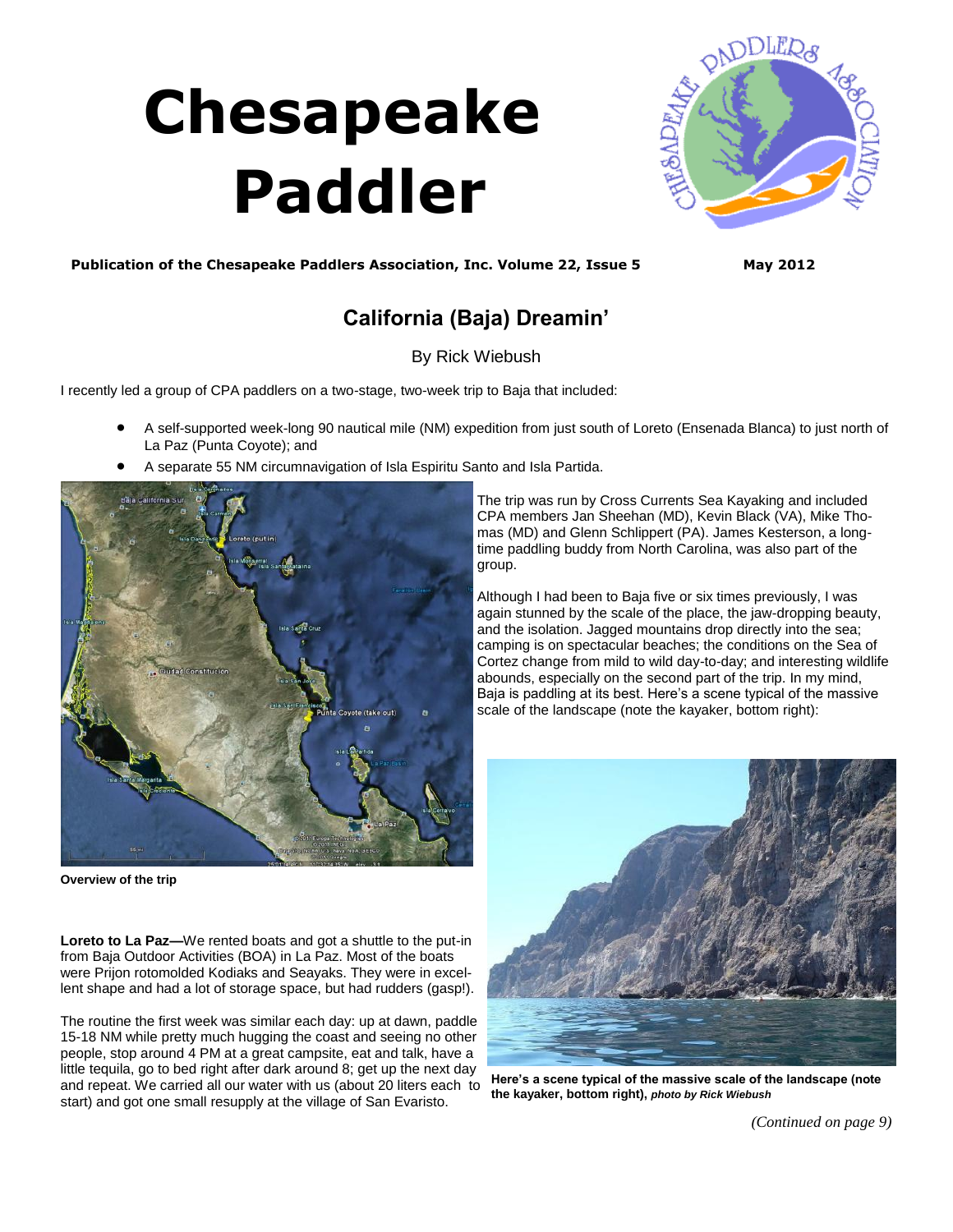# Chesapeake Paddler

**Publication of the Chesapeake Paddlers Association, Inc. Volume 22, Issue 5** **May 2012**

## California (Baja) Dreamin'

By Rick Wiebush

I recently led a group of CPA paddlers on a two-stage, two-week trip to Baja that included:

- A self-supported week-long 90 nautical mile (NM) expedition from just south of Loreto (Ensenada Blanca) to just north of La Paz (Punta Coyote); and
- A separate 55 NM circumnavigation of Isla Espiritu Santo and Isla Partida.

**Overview of the trip**

The trip was run by Cross Currents Sea Kayaking and included CPA members Jan Sheehan (MD), Kevin Black (VA), Mike Thomas (MD) and Glenn Schlippert (PA). James Kesterson, a long-time paddling buddy from North Carolina, was also part of the group.

Although I had been to Baja five or six times previously, I was again stunned by the scale of the place, the jaw-dropping beauty, and the isolation. Jagged mountains drop directly into the sea; camping is on spectacular beaches; the conditions on the Sea of Cortez change from mild to wild day-to-day; and interesting wildlife abounds, especially on the second part of the trip. In my mind, Baja is paddling at its best. Here's a scene typical of the massive scale of the landscape (note the kayaker, bottom right):

**Here's a scene typical of the massive scale of the landscape (note the kayaker, bottom right),** ***photo by Rick Wiebush***

**Loreto to La Paz—**We rented boats and got a shuttle to the put-in from Baja Outdoor Activities (BOA) in La Paz. Most of the boats were Prijon rotomolded Kodiaks and Seayaks. They were in excellent shape and had a lot of storage space, but had rudders (gasp!).

The routine the first week was similar each day: up at dawn, paddle 15-18 NM while pretty much hugging the coast and seeing no other people, stop around 4 PM at a great campsite, eat and talk, have a little tequila, go to bed right after dark around 8; get up the next day and repeat. We carried all our water with us (about 20 liters each to start) and got one small resupply at the village of San Evaristo.

*(Continued on page 9)*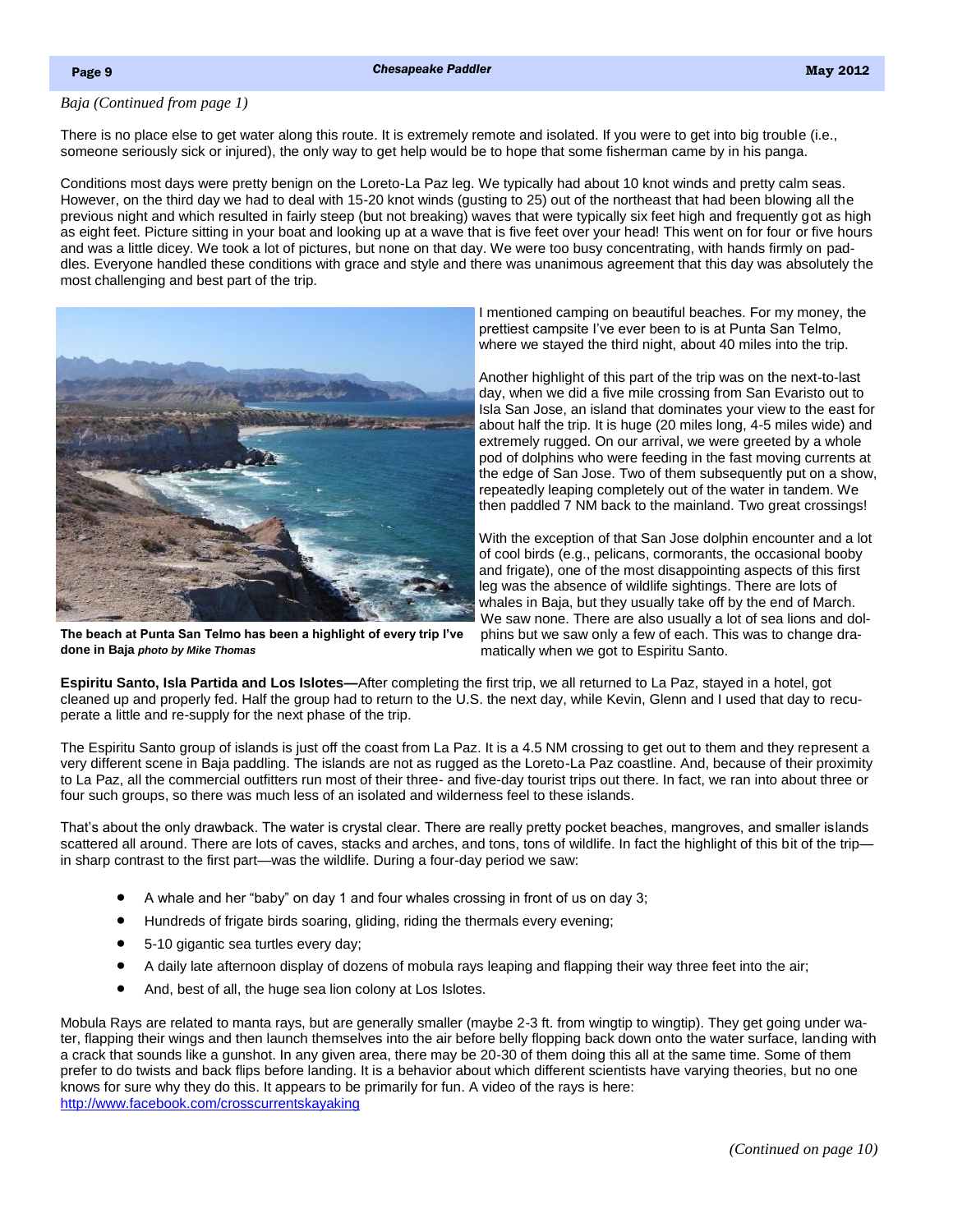*Baja (Continued from page 1)*

There is no place else to get water along this route. It is extremely remote and isolated. If you were to get into big trouble (i.e., someone seriously sick or injured), the only way to get help would be to hope that some fisherman came by in his panga.

Conditions most days were pretty benign on the Loreto-La Paz leg. We typically had about 10 knot winds and pretty calm seas. However, on the third day we had to deal with 15-20 knot winds (gusting to 25) out of the northeast that had been blowing all the previous night and which resulted in fairly steep (but not breaking) waves that were typically six feet high and frequently got as high as eight feet. Picture sitting in your boat and looking up at a wave that is five feet over your head! This went on for four or five hours and was a little dicey. We took a lot of pictures, but none on that day. We were too busy concentrating, with hands firmly on paddles. Everyone handled these conditions with grace and style and there was unanimous agreement that this day was absolutely the most challenging and best part of the trip.

**The beach at Punta San Telmo has been a highlight of every trip I've done in Baja** ***photo by Mike Thomas***

I mentioned camping on beautiful beaches. For my money, the prettiest campsite I've ever been to is at Punta San Telmo, where we stayed the third night, about 40 miles into the trip.

Another highlight of this part of the trip was on the next-to-last day, when we did a five mile crossing from San Evaristo out to Isla San Jose, an island that dominates your view to the east for about half the trip. It is huge (20 miles long, 4-5 miles wide) and extremely rugged. On our arrival, we were greeted by a whole pod of dolphins who were feeding in the fast moving currents at the edge of San Jose. Two of them subsequently put on a show, repeatedly leaping completely out of the water in tandem. We then paddled 7 NM back to the mainland. Two great crossings!

With the exception of that San Jose dolphin encounter and a lot of cool birds (e.g., pelicans, cormorants, the occasional booby and frigate), one of the most disappointing aspects of this first leg was the absence of wildlife sightings. There are lots of whales in Baja, but they usually take off by the end of March. We saw none. There are also usually a lot of sea lions and dolphins but we saw only a few of each. This was to change dramatically when we got to Espiritu Santo.

**Espiritu Santo, Isla Partida and Los Islotes—**After completing the first trip, we all returned to La Paz, stayed in a hotel, got cleaned up and properly fed. Half the group had to return to the U.S. the next day, while Kevin, Glenn and I used that day to recuperate a little and re-supply for the next phase of the trip.

The Espiritu Santo group of islands is just off the coast from La Paz. It is a 4.5 NM crossing to get out to them and they represent a very different scene in Baja paddling. The islands are not as rugged as the Loreto-La Paz coastline. And, because of their proximity to La Paz, all the commercial outfitters run most of their three- and five-day tourist trips out there. In fact, we ran into about three or four such groups, so there was much less of an isolated and wilderness feel to these islands.

That's about the only drawback. The water is crystal clear. There are really pretty pocket beaches, mangroves, and smaller islands scattered all around. There are lots of caves, stacks and arches, and tons, tons of wildlife. In fact the highlight of this bit of the trip—in sharp contrast to the first part—was the wildlife. During a four-day period we saw:

- A whale and her "baby" on day 1 and four whales crossing in front of us on day 3;
- Hundreds of frigate birds soaring, gliding, riding the thermals every evening;
- 5-10 gigantic sea turtles every day;
- A daily late afternoon display of dozens of mobula rays leaping and flapping their way three feet into the air;
- And, best of all, the huge sea lion colony at Los Islotes.

Mobula Rays are related to manta rays, but are generally smaller (maybe 2-3 ft. from wingtip to wingtip). They get going under water, flapping their wings and then launch themselves into the air before belly flopping back down onto the water surface, landing with a crack that sounds like a gunshot. In any given area, there may be 20-30 of them doing this all at the same time. Some of them prefer to do twists and back flips before landing. It is a behavior about which different scientists have varying theories, but no one knows for sure why they do this. It appears to be primarily for fun. A video of the rays is here: http://www.facebook.com/crosscurrentskayaking

*(Continued on page 10)*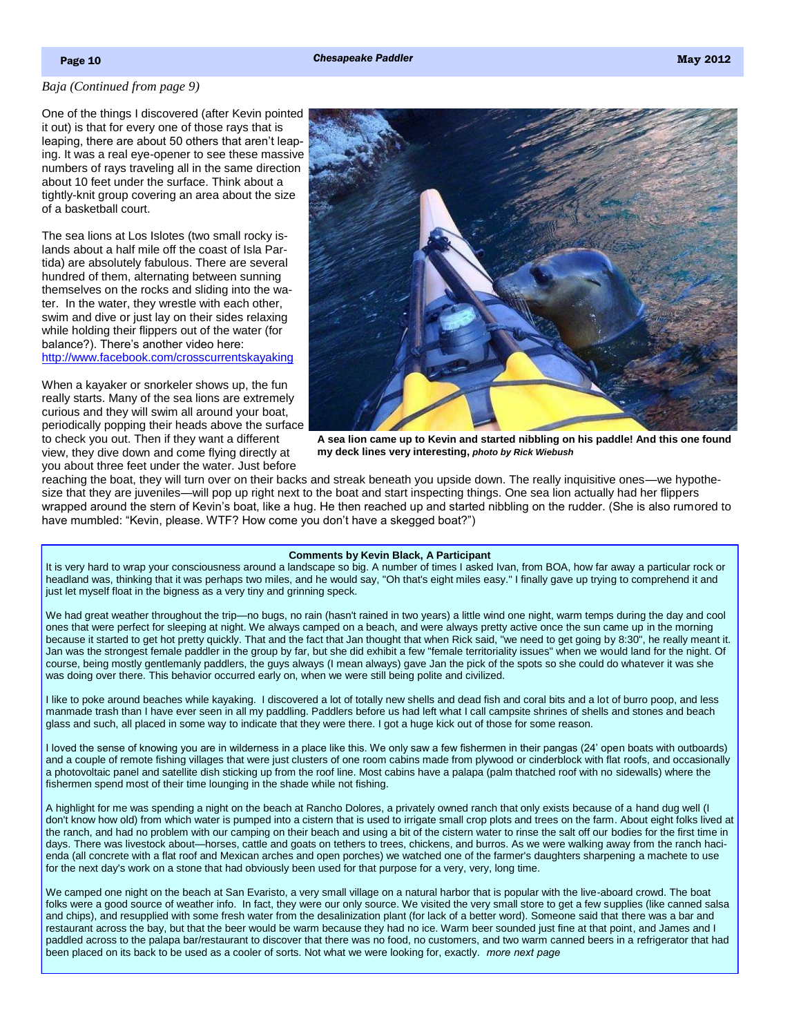*Baja (Continued from page 9)*

One of the things I discovered (after Kevin pointed it out) is that for every one of those rays that is leaping, there are about 50 others that aren't leaping. It was a real eye-opener to see these massive numbers of rays traveling all in the same direction about 10 feet under the surface. Think about a tightly-knit group covering an area about the size of a basketball court.

The sea lions at Los Islotes (two small rocky islands about a half mile off the coast of Isla Partida) are absolutely fabulous. There are several hundred of them, alternating between sunning themselves on the rocks and sliding into the water. In the water, they wrestle with each other, swim and dive or just lay on their sides relaxing while holding their flippers out of the water (for balance?). There's another video here: http://www.facebook.com/crosscurrentskayaking

When a kayaker or snorkeler shows up, the fun really starts. Many of the sea lions are extremely curious and they will swim all around your boat, periodically popping their heads above the surface to check you out. Then if they want a different view, they dive down and come flying directly at you about three feet under the water. Just before reaching the boat, they will turn over on their backs and streak beneath you upside down. The really inquisitive ones—we hypothesize that they are juveniles—will pop up right next to the boat and start inspecting things. One sea lion actually had her flippers wrapped around the stern of Kevin's boat, like a hug. He then reached up and started nibbling on the rudder. (She is also rumored to have mumbled: "Kevin, please. WTF? How come you don't have a skegged boat?")

**A sea lion came up to Kevin and started nibbling on his paddle! And this one found my deck lines very interesting,** ***photo by Rick Wiebush***

**Comments by Kevin Black, A Participant**

It is very hard to wrap your consciousness around a landscape so big. A number of times I asked Ivan, from BOA, how far away a particular rock or headland was, thinking that it was perhaps two miles, and he would say, "Oh that's eight miles easy." I finally gave up trying to comprehend it and just let myself float in the bigness as a very tiny and grinning speck.

We had great weather throughout the trip—no bugs, no rain (hasn't rained in two years) a little wind one night, warm temps during the day and cool ones that were perfect for sleeping at night. We always camped on a beach, and were always pretty active once the sun came up in the morning because it started to get hot pretty quickly. That and the fact that Jan thought that when Rick said, "we need to get going by 8:30", he really meant it. Jan was the strongest female paddler in the group by far, but she did exhibit a few "female territoriality issues" when we would land for the night. Of course, being mostly gentlemanly paddlers, the guys always (I mean always) gave Jan the pick of the spots so she could do whatever it was she was doing over there. This behavior occurred early on, when we were still being polite and civilized.

I like to poke around beaches while kayaking. I discovered a lot of totally new shells and dead fish and coral bits and a lot of burro poop, and less manmade trash than I have ever seen in all my paddling. Paddlers before us had left what I call campsite shrines of shells and stones and beach glass and such, all placed in some way to indicate that they were there. I got a huge kick out of those for some reason.

I loved the sense of knowing you are in wilderness in a place like this. We only saw a few fishermen in their pangas (24' open boats with outboards) and a couple of remote fishing villages that were just clusters of one room cabins made from plywood or cinderblock with flat roofs, and occasionally a photovoltaic panel and satellite dish sticking up from the roof line. Most cabins have a palapa (palm thatched roof with no sidewalls) where the fishermen spend most of their time lounging in the shade while not fishing.

A highlight for me was spending a night on the beach at Rancho Dolores, a privately owned ranch that only exists because of a hand dug well (I don't know how old) from which water is pumped into a cistern that is used to irrigate small crop plots and trees on the farm. About eight folks lived at the ranch, and had no problem with our camping on their beach and using a bit of the cistern water to rinse the salt off our bodies for the first time in days. There was livestock about—horses, cattle and goats on tethers to trees, chickens, and burros. As we were walking away from the ranch hacienda (all concrete with a flat roof and Mexican arches and open porches) we watched one of the farmer's daughters sharpening a machete to use for the next day's work on a stone that had obviously been used for that purpose for a very, very, long time.

We camped one night on the beach at San Evaristo, a very small village on a natural harbor that is popular with the live-aboard crowd. The boat folks were a good source of weather info. In fact, they were our only source. We visited the very small store to get a few supplies (like canned salsa and chips), and resupplied with some fresh water from the desalinization plant (for lack of a better word). Someone said that there was a bar and restaurant across the bay, but that the beer would be warm because they had no ice. Warm beer sounded just fine at that point, and James and I paddled across to the palapa bar/restaurant to discover that there was no food, no customers, and two warm canned beers in a refrigerator that had been placed on its back to be used as a cooler of sorts. Not what we were looking for, exactly. *more next page*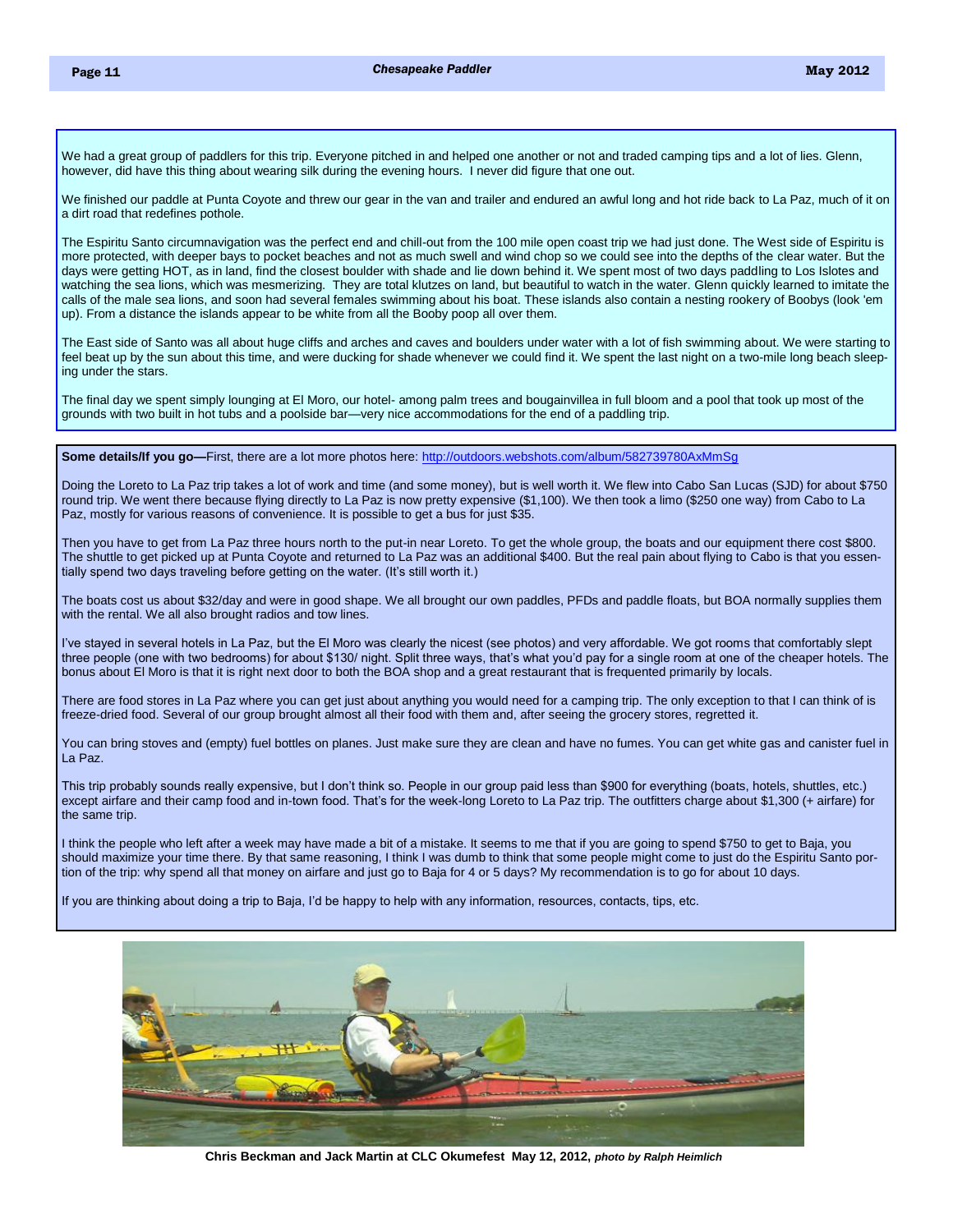We had a great group of paddlers for this trip. Everyone pitched in and helped one another or not and traded camping tips and a lot of lies. Glenn, however, did have this thing about wearing silk during the evening hours. I never did figure that one out.

We finished our paddle at Punta Coyote and threw our gear in the van and trailer and endured an awful long and hot ride back to La Paz, much of it on a dirt road that redefines pothole.

The Espiritu Santo circumnavigation was the perfect end and chill-out from the 100 mile open coast trip we had just done. The West side of Espiritu is more protected, with deeper bays to pocket beaches and not as much swell and wind chop so we could see into the depths of the clear water. But the days were getting HOT, as in land, find the closest boulder with shade and lie down behind it. We spent most of two days paddling to Los Islotes and watching the sea lions, which was mesmerizing. They are total klutzes on land, but beautiful to watch in the water. Glenn quickly learned to imitate the calls of the male sea lions, and soon had several females swimming about his boat. These islands also contain a nesting rookery of Boobys (look 'em up). From a distance the islands appear to be white from all the Booby poop all over them.

The East side of Santo was all about huge cliffs and arches and caves and boulders under water with a lot of fish swimming about. We were starting to feel beat up by the sun about this time, and were ducking for shade whenever we could find it. We spent the last night on a two-mile long beach sleeping under the stars.

The final day we spent simply lounging at El Moro, our hotel- among palm trees and bougainvillea in full bloom and a pool that took up most of the grounds with two built in hot tubs and a poolside bar—very nice accommodations for the end of a paddling trip.

**Some details/If you go—**First, there are a lot more photos here: http://outdoors.webshots.com/album/582739780AxMmSg

Doing the Loreto to La Paz trip takes a lot of work and time (and some money), but is well worth it. We flew into Cabo San Lucas (SJD) for about $750 round trip. We went there because flying directly to La Paz is now pretty expensive ($1,100). We then took a limo ($250 one way) from Cabo to La Paz, mostly for various reasons of convenience. It is possible to get a bus for just $35.

Then you have to get from La Paz three hours north to the put-in near Loreto. To get the whole group, the boats and our equipment there cost $800. The shuttle to get picked up at Punta Coyote and returned to La Paz was an additional $400. But the real pain about flying to Cabo is that you essentially spend two days traveling before getting on the water. (It's still worth it.)

The boats cost us about $32/day and were in good shape. We all brought our own paddles, PFDs and paddle floats, but BOA normally supplies them with the rental. We all also brought radios and tow lines.

I've stayed in several hotels in La Paz, but the El Moro was clearly the nicest (see photos) and very affordable. We got rooms that comfortably slept three people (one with two bedrooms) for about $130/ night. Split three ways, that's what you'd pay for a single room at one of the cheaper hotels. The bonus about El Moro is that it is right next door to both the BOA shop and a great restaurant that is frequented primarily by locals.

There are food stores in La Paz where you can get just about anything you would need for a camping trip. The only exception to that I can think of is freeze-dried food. Several of our group brought almost all their food with them and, after seeing the grocery stores, regretted it.

You can bring stoves and (empty) fuel bottles on planes. Just make sure they are clean and have no fumes. You can get white gas and canister fuel in La Paz.

This trip probably sounds really expensive, but I don't think so. People in our group paid less than $900 for everything (boats, hotels, shuttles, etc.) except airfare and their camp food and in-town food. That's for the week-long Loreto to La Paz trip. The outfitters charge about $1,300 (+ airfare) for the same trip.

I think the people who left after a week may have made a bit of a mistake. It seems to me that if you are going to spend $750 to get to Baja, you should maximize your time there. By that same reasoning, I think I was dumb to think that some people might come to just do the Espiritu Santo portion of the trip: why spend all that money on airfare and just go to Baja for 4 or 5 days? My recommendation is to go for about 10 days.

If you are thinking about doing a trip to Baja, I'd be happy to help with any information, resources, contacts, tips, etc.

**Chris Beckman and Jack Martin at CLC Okumefest May 12, 2012,** ***photo by Ralph Heimlich***